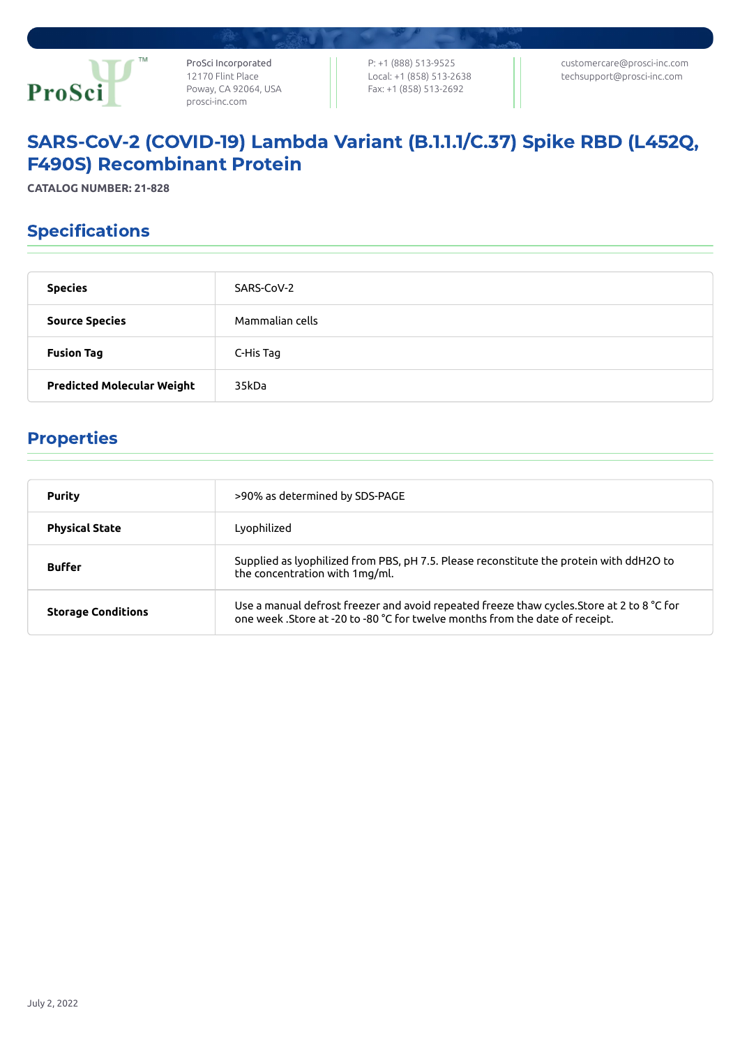ProSci Incorporated
12170 Flint Place
Poway, CA 92064, USA
prosci-inc.com

P: +1 (888) 513-9525
Local: +1 (858) 513-2638
Fax: +1 (858) 513-2692

customercare@prosci-inc.com
techsupport@prosci-inc.com

# SARS-CoV-2 (COVID-19) Lambda Variant (B.1.1.1/C.37) Spike RBD (L452Q, F490S) Recombinant Protein

**CATALOG NUMBER: 21-828**

## Specifications

| | |
|---|---|
| **Species** | SARS-CoV-2 |
| **Source Species** | Mammalian cells |
| **Fusion Tag** | C-His Tag |
| **Predicted Molecular Weight** | 35kDa |

## Properties

| | |
|---|---|
| **Purity** | >90% as determined by SDS-PAGE |
| **Physical State** | Lyophilized |
| **Buffer** | Supplied as lyophilized from PBS, pH 7.5. Please reconstitute the protein with ddH2O to the concentration with 1mg/ml. |
| **Storage Conditions** | Use a manual defrost freezer and avoid repeated freeze thaw cycles.Store at 2 to 8 °C for one week .Store at -20 to -80 °C for twelve months from the date of receipt. |

July 2, 2022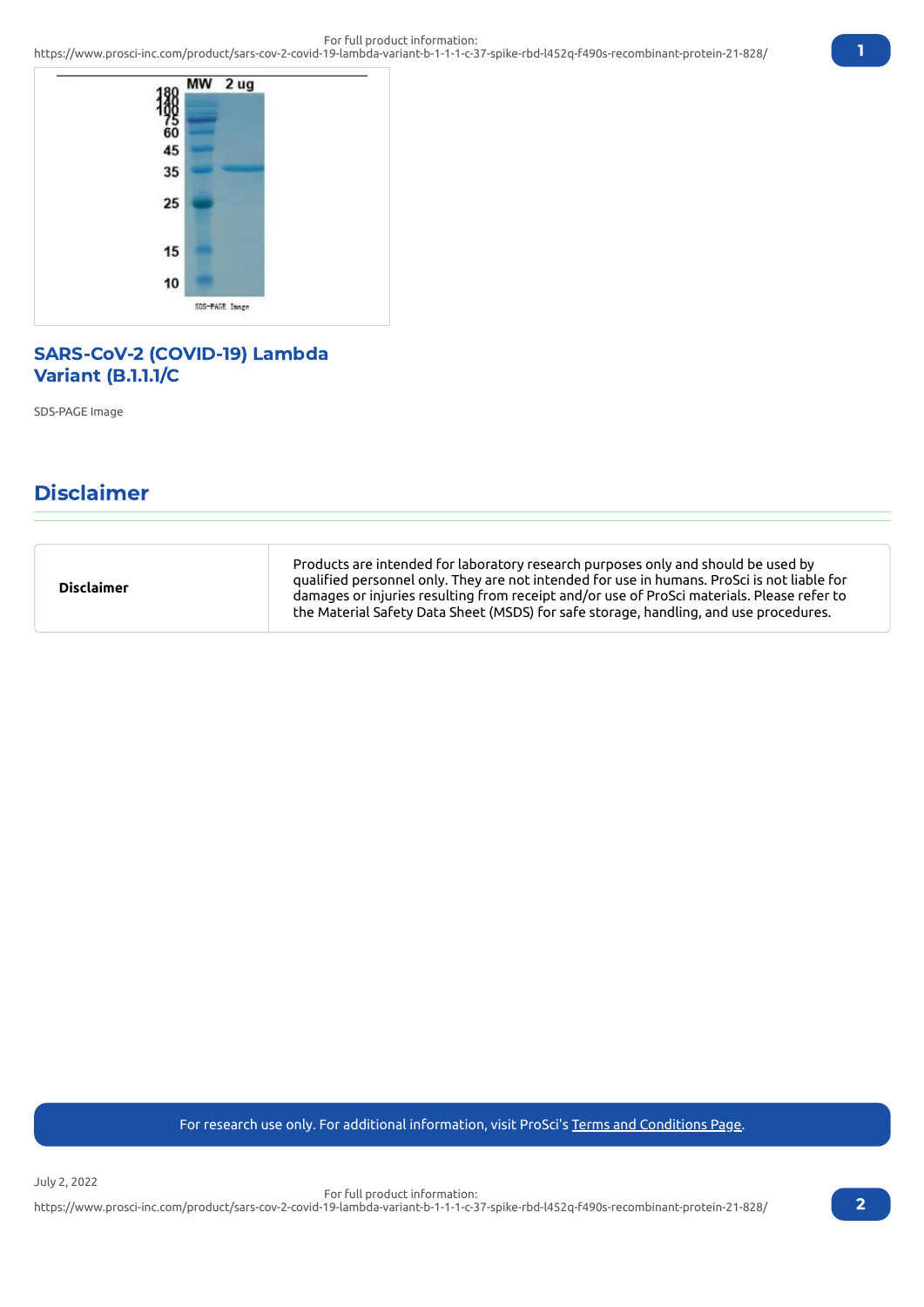MW 2 ug

180
140
100
75
60
45
35
25
15
10

SDS-PAGE Image

## SARS-CoV-2 (COVID-19) Lambda Variant (B.1.1.1/C

SDS-PAGE Image

## Disclaimer

| | |
|---|---|
| **Disclaimer** | Products are intended for laboratory research purposes only and should be used by qualified personnel only. They are not intended for use in humans. ProSci is not liable for damages or injuries resulting from receipt and/or use of ProSci materials. Please refer to the Material Safety Data Sheet (MSDS) for safe storage, handling, and use procedures. |

For research use only. For additional information, visit ProSci's Terms and Conditions Page.

July 2, 2022